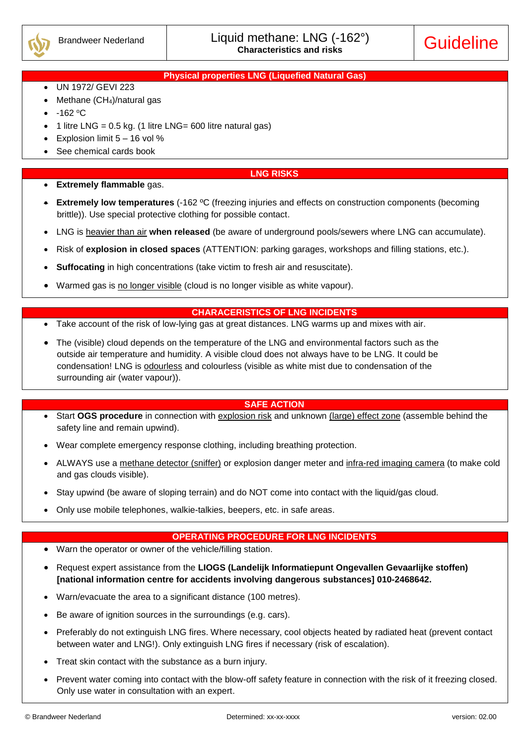Brandweer Nederland

# Liquid methane: LNG (-162°)

**Characteristics and risks**

Guideline

## Physical properties LNG (Liquefied Natural Gas)

- UN 1972/ GEVI 223
- Methane ($CH_4$)/natural gas
- -162 ºC
- 1 litre LNG = 0.5 kg. (1 litre LNG= 600 litre natural gas)
- Explosion limit 5 – 16 vol %
- See chemical cards book

## LNG RISKS

- **Extremely flammable** gas.
- **Extremely low temperatures** (-162 ºC (freezing injuries and effects on construction components (becoming brittle)). Use special protective clothing for possible contact.
- LNG is heavier than air **when released** (be aware of underground pools/sewers where LNG can accumulate).
- Risk of **explosion in closed spaces** (ATTENTION: parking garages, workshops and filling stations, etc.).
- **Suffocating** in high concentrations (take victim to fresh air and resuscitate).
- Warmed gas is no longer visible (cloud is no longer visible as white vapour).

## CHARACERISTICS OF LNG INCIDENTS

- Take account of the risk of low-lying gas at great distances. LNG warms up and mixes with air.
- The (visible) cloud depends on the temperature of the LNG and environmental factors such as the outside air temperature and humidity. A visible cloud does not always have to be LNG. It could be condensation! LNG is odourless and colourless (visible as white mist due to condensation of the surrounding air (water vapour)).

## SAFE ACTION

- Start **OGS procedure** in connection with explosion risk and unknown (large) effect zone (assemble behind the safety line and remain upwind).
- Wear complete emergency response clothing, including breathing protection.
- ALWAYS use a methane detector (sniffer) or explosion danger meter and infra-red imaging camera (to make cold and gas clouds visible).
- Stay upwind (be aware of sloping terrain) and do NOT come into contact with the liquid/gas cloud.
- Only use mobile telephones, walkie-talkies, beepers, etc. in safe areas.

## OPERATING PROCEDURE FOR LNG INCIDENTS

- Warn the operator or owner of the vehicle/filling station.
- Request expert assistance from the **LIOGS (Landelijk Informatiepunt Ongevallen Gevaarlijke stoffen) [national information centre for accidents involving dangerous substances] 010-2468642.**
- Warn/evacuate the area to a significant distance (100 metres).
- Be aware of ignition sources in the surroundings (e.g. cars).
- Preferably do not extinguish LNG fires. Where necessary, cool objects heated by radiated heat (prevent contact between water and LNG!). Only extinguish LNG fires if necessary (risk of escalation).
- Treat skin contact with the substance as a burn injury.
- Prevent water coming into contact with the blow-off safety feature in connection with the risk of it freezing closed. Only use water in consultation with an expert.

© Brandweer Nederland    Determined: xx-xx-xxxx    version: 02.00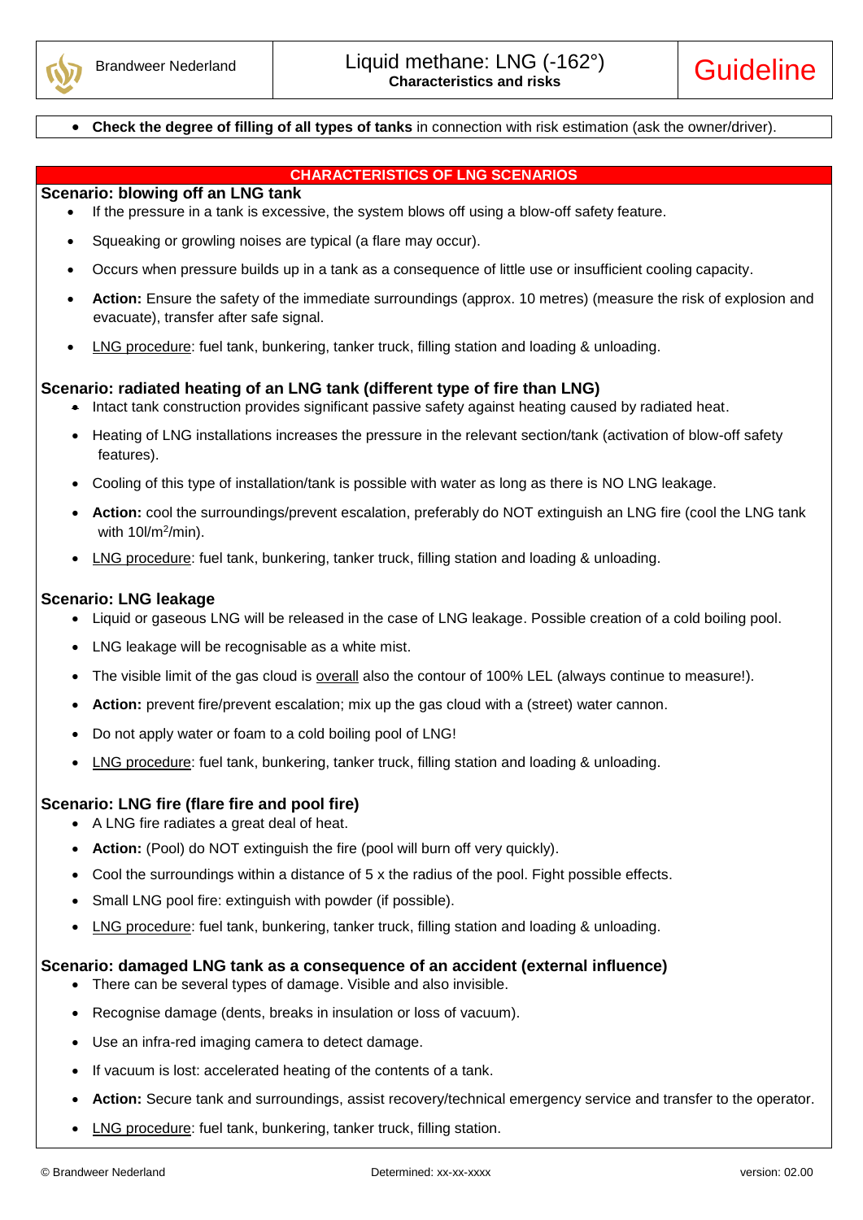- **Check the degree of filling of all types of tanks** in connection with risk estimation (ask the owner/driver).

## CHARACTERISTICS OF LNG SCENARIOS

### Scenario: blowing off an LNG tank

- If the pressure in a tank is excessive, the system blows off using a blow-off safety feature.
- Squeaking or growling noises are typical (a flare may occur).
- Occurs when pressure builds up in a tank as a consequence of little use or insufficient cooling capacity.
- **Action:** Ensure the safety of the immediate surroundings (approx. 10 metres) (measure the risk of explosion and evacuate), transfer after safe signal.
- LNG procedure: fuel tank, bunkering, tanker truck, filling station and loading & unloading.

### Scenario: radiated heating of an LNG tank (different type of fire than LNG)

- Intact tank construction provides significant passive safety against heating caused by radiated heat.
- Heating of LNG installations increases the pressure in the relevant section/tank (activation of blow-off safety features).
- Cooling of this type of installation/tank is possible with water as long as there is NO LNG leakage.
- **Action:** cool the surroundings/prevent escalation, preferably do NOT extinguish an LNG fire (cool the LNG tank with 10l/m$^2$/min).
- LNG procedure: fuel tank, bunkering, tanker truck, filling station and loading & unloading.

### Scenario: LNG leakage

- Liquid or gaseous LNG will be released in the case of LNG leakage. Possible creation of a cold boiling pool.
- LNG leakage will be recognisable as a white mist.
- The visible limit of the gas cloud is overall also the contour of 100% LEL (always continue to measure!).
- **Action:** prevent fire/prevent escalation; mix up the gas cloud with a (street) water cannon.
- Do not apply water or foam to a cold boiling pool of LNG!
- LNG procedure: fuel tank, bunkering, tanker truck, filling station and loading & unloading.

### Scenario: LNG fire (flare fire and pool fire)

- A LNG fire radiates a great deal of heat.
- **Action:** (Pool) do NOT extinguish the fire (pool will burn off very quickly).
- Cool the surroundings within a distance of 5 x the radius of the pool. Fight possible effects.
- Small LNG pool fire: extinguish with powder (if possible).
- LNG procedure: fuel tank, bunkering, tanker truck, filling station and loading & unloading.

### Scenario: damaged LNG tank as a consequence of an accident (external influence)

- There can be several types of damage. Visible and also invisible.
- Recognise damage (dents, breaks in insulation or loss of vacuum).
- Use an infra-red imaging camera to detect damage.
- If vacuum is lost: accelerated heating of the contents of a tank.
- **Action:** Secure tank and surroundings, assist recovery/technical emergency service and transfer to the operator.
- LNG procedure: fuel tank, bunkering, tanker truck, filling station.